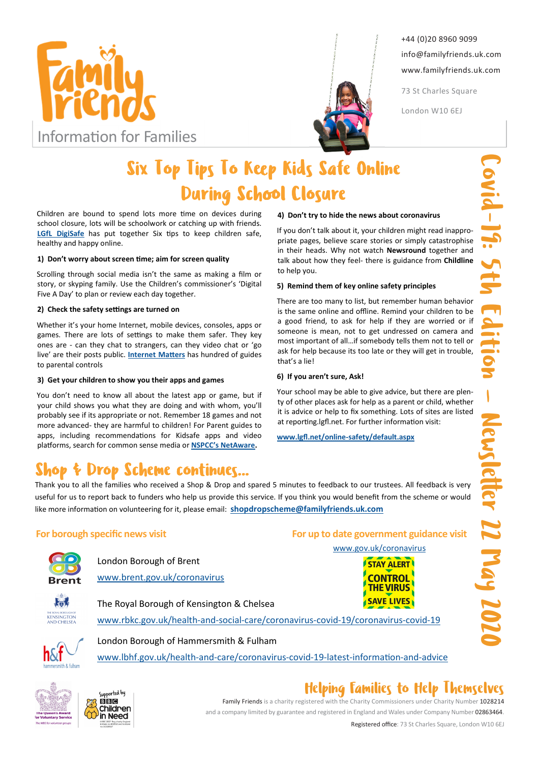# Family Friends

Information for Families

+44 (0)20 8960 9099
info@familyfriends.uk.com
www.familyfriends.uk.com

73 St Charles Square
London W10 6EJ

Covid-19: 5th Edition – Newsletter 22 May 2020

## Six Top Tips To Keep Kids Safe Online During School Closure

Children are bound to spend lots more time on devices during school closure, lots will be schoolwork or catching up with friends. **LGfL DigiSafe** has put together Six tips to keep children safe, healthy and happy online.

**1) Don't worry about screen time; aim for screen quality**

Scrolling through social media isn't the same as making a film or story, or skyping family. Use the Children's commissioner's 'Digital Five A Day' to plan or review each day together.

**2) Check the safety settings are turned on**

Whether it's your home Internet, mobile devices, consoles, apps or games. There are lots of settings to make them safer. They key ones are - can they chat to strangers, can they video chat or 'go live' are their posts public. **Internet Matters** has hundred of guides to parental controls

**3) Get your children to show you their apps and games**

You don't need to know all about the latest app or game, but if your child shows you what they are doing and with whom, you'll probably see if its appropriate or not. Remember 18 games and not more advanced- they are harmful to children! For Parent guides to apps, including recommendations for Kidsafe apps and video platforms, search for common sense media or **NSPCC's NetAware.**

**4) Don't try to hide the news about coronavirus**

If you don't talk about it, your children might read inappropriate pages, believe scare stories or simply catastrophise in their heads. Why not watch **Newsround** together and talk about how they feel- there is guidance from **Childline** to help you.

**5) Remind them of key online safety principles**

There are too many to list, but remember human behavior is the same online and offline. Remind your children to be a good friend, to ask for help if they are worried or if someone is mean, not to get undressed on camera and most important of all…if somebody tells them not to tell or ask for help because its too late or they will get in trouble, that's a lie!

**6) If you aren't sure, Ask!**

Your school may be able to give advice, but there are plenty of other places ask for help as a parent or child, whether it is advice or help to fix something. Lots of sites are listed at reporting.lgfl.net. For further information visit:

**www.lgfl.net/online-safety/default.aspx**

## Shop & Drop Scheme continues…

Thank you to all the families who received a Shop & Drop and spared 5 minutes to feedback to our trustees. All feedback is very useful for us to report back to funders who help us provide this service. If you think you would benefit from the scheme or would like more information on volunteering for it, please email: **shopdropscheme@familyfriends.uk.com**

### For borough specific news visit

London Borough of Brent
www.brent.gov.uk/coronavirus

The Royal Borough of Kensington & Chelsea
www.rbkc.gov.uk/health-and-social-care/coronavirus-covid-19/coronavirus-covid-19

London Borough of Hammersmith & Fulham
www.lbhf.gov.uk/health-and-care/coronavirus-covid-19-latest-information-and-advice

### For up to date government guidance visit

www.gov.uk/coronavirus

STAY ALERT
CONTROL THE VIRUS
SAVE LIVES

## Helping Families to Help Themselves

Family Friends is a charity registered with the Charity Commissioners under Charity Number 1028214 and a company limited by guarantee and registered in England and Wales under Company Number 02863464.
Registered office: 73 St Charles Square, London W10 6EJ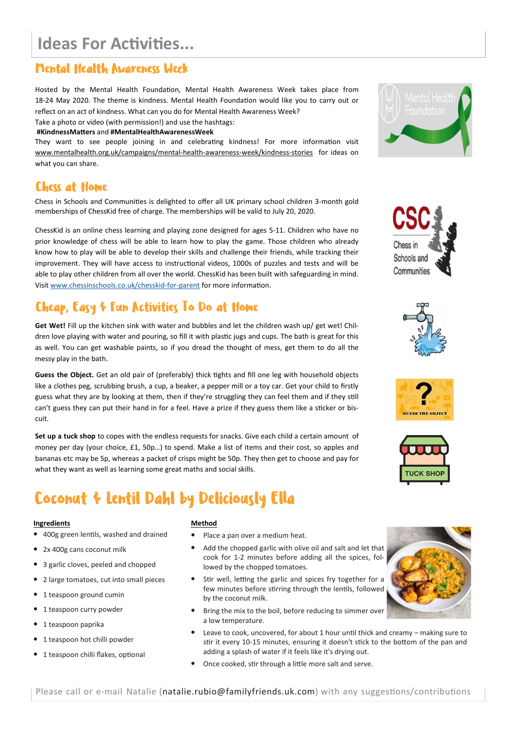# Ideas For Activities...

## Mental Health Awareness Week

Hosted by the Mental Health Foundation, Mental Health Awareness Week takes place from 18-24 May 2020. The theme is kindness. Mental Health Foundation would like you to carry out or reflect on an act of kindness. What can you do for Mental Health Awareness Week?

Take a photo or video (with permission!) and use the hashtags:

**#KindnessMatters** and **#MentalHealthAwarenessWeek**

They want to see people joining in and celebrating kindness! For more information visit www.mentalhealth.org.uk/campaigns/mental-health-awareness-week/kindness-stories for ideas on what you can share.

## Chess at Home

Chess in Schools and Communities is delighted to offer all UK primary school children 3-month gold memberships of ChessKid free of charge. The memberships will be valid to July 20, 2020.

ChessKid is an online chess learning and playing zone designed for ages 5-11. Children who have no prior knowledge of chess will be able to learn how to play the game. Those children who already know how to play will be able to develop their skills and challenge their friends, while tracking their improvement. They will have access to instructional videos, 1000s of puzzles and tests and will be able to play other children from all over the world. ChessKid has been built with safeguarding in mind. Visit www.chessinschools.co.uk/chesskid-for-parent for more information.

## Cheap, Easy & Fun Activities To Do at Home

**Get Wet!** Fill up the kitchen sink with water and bubbles and let the children wash up/ get wet! Children love playing with water and pouring, so fill it with plastic jugs and cups. The bath is great for this as well. You can get washable paints, so if you dread the thought of mess, get them to do all the messy play in the bath.

**Guess the Object.** Get an old pair of (preferably) thick tights and fill one leg with household objects like a clothes peg, scrubbing brush, a cup, a beaker, a pepper mill or a toy car. Get your child to firstly guess what they are by looking at them, then if they're struggling they can feel them and if they still can't guess they can put their hand in for a feel. Have a prize if they guess them like a sticker or biscuit.

**Set up a tuck shop** to copes with the endless requests for snacks. Give each child a certain amount of money per day (your choice, £1, 50p…) to spend. Make a list of items and their cost, so apples and bananas etc may be 5p, whereas a packet of crisps might be 50p. They then get to choose and pay for what they want as well as learning some great maths and social skills.

# Coconut & Lentil Dahl by Deliciously Ella

**Ingredients**

- 400g green lentils, washed and drained
- 2x 400g cans coconut milk
- 3 garlic cloves, peeled and chopped
- 2 large tomatoes, cut into small pieces
- 1 teaspoon ground cumin
- 1 teaspoon curry powder
- 1 teaspoon paprika
- 1 teaspoon hot chilli powder
- 1 teaspoon chilli flakes, optional

**Method**

- Place a pan over a medium heat.
- Add the chopped garlic with olive oil and salt and let that cook for 1-2 minutes before adding all the spices, followed by the chopped tomatoes.
- Stir well, letting the garlic and spices fry together for a few minutes before stirring through the lentils, followed by the coconut milk.
- Bring the mix to the boil, before reducing to simmer over a low temperature.
- Leave to cook, uncovered, for about 1 hour until thick and creamy – making sure to stir it every 10-15 minutes, ensuring it doesn't stick to the bottom of the pan and adding a splash of water if it feels like it's drying out.
- Once cooked, stir through a little more salt and serve.

Please call or e-mail Natalie (natalie.rubio@familyfriends.uk.com) with any suggestions/contributions